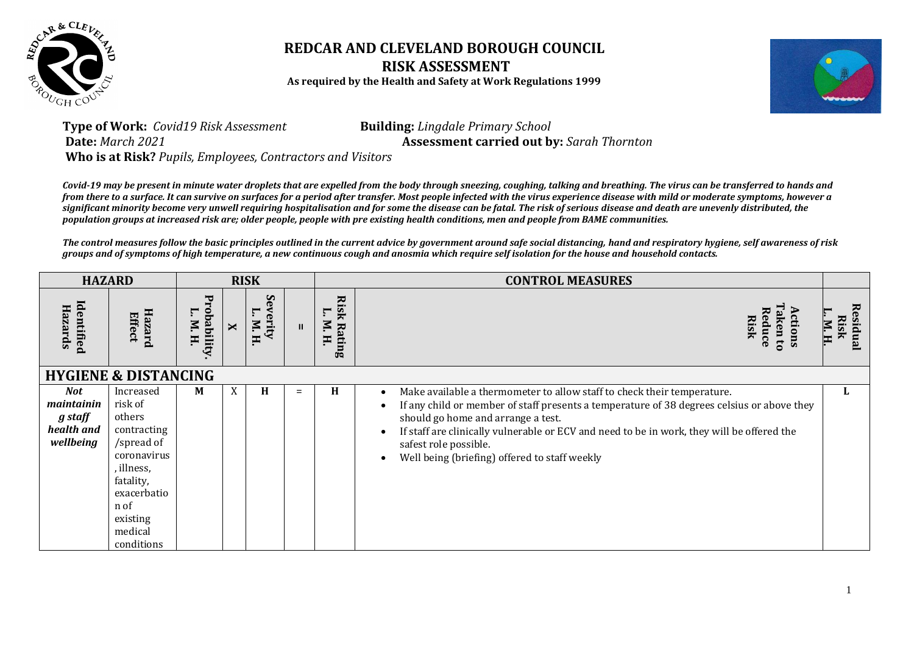# REDCAR AND CLEVELAND BOROUGH COUNCIL

## RISK ASSESSMENT

**As required by the Health and Safety at Work Regulations 1999**

**Type of Work:** *Covid19 Risk Assessment* **Building:** *Lingdale Primary School*

**Date:** *March 2021* **Assessment carried out by:** *Sarah Thornton*

**Who is at Risk?** *Pupils, Employees, Contractors and Visitors*

***Covid-19 may be present in minute water droplets that are expelled from the body through sneezing, coughing, talking and breathing. The virus can be transferred to hands and from there to a surface. It can survive on surfaces for a period after transfer. Most people infected with the virus experience disease with mild or moderate symptoms, however a significant minority become very unwell requiring hospitalisation and for some the disease can be fatal. The risk of serious disease and death are unevenly distributed, the population groups at increased risk are; older people, people with pre existing health conditions, men and people from BAME communities.***

***The control measures follow the basic principles outlined in the current advice by government around safe social distancing, hand and respiratory hygiene, self awareness of risk groups and of symptoms of high temperature, a new continuous cough and anosmia which require self isolation for the house and household contacts.***

| HAZARD | | RISK | | | | | CONTROL MEASURES | |
|---|---|---|---|---|---|---|---|---|
| **Identified Hazards** | **Hazard Effect** | **Probability. L. M. H.** | **X** | **Severity L. M. H.** | **=** | **Risk Rating L. M. H.** | **Actions Taken to Reduce Risk** | **Residual Risk L. M. H.** |
| **HYGIENE & DISTANCING** | | | | | | | | |
| ***Not maintaining staff health and wellbeing*** | Increased risk of others contracting /spread of coronavirus, illness, fatality, exacerbation of existing medical conditions | **M** | X | **H** | = | **H** | • Make available a thermometer to allow staff to check their temperature.<br>• If any child or member of staff presents a temperature of 38 degrees celsius or above they should go home and arrange a test.<br>• If staff are clinically vulnerable or ECV and need to be in work, they will be offered the safest role possible.<br>• Well being (briefing) offered to staff weekly | **L** |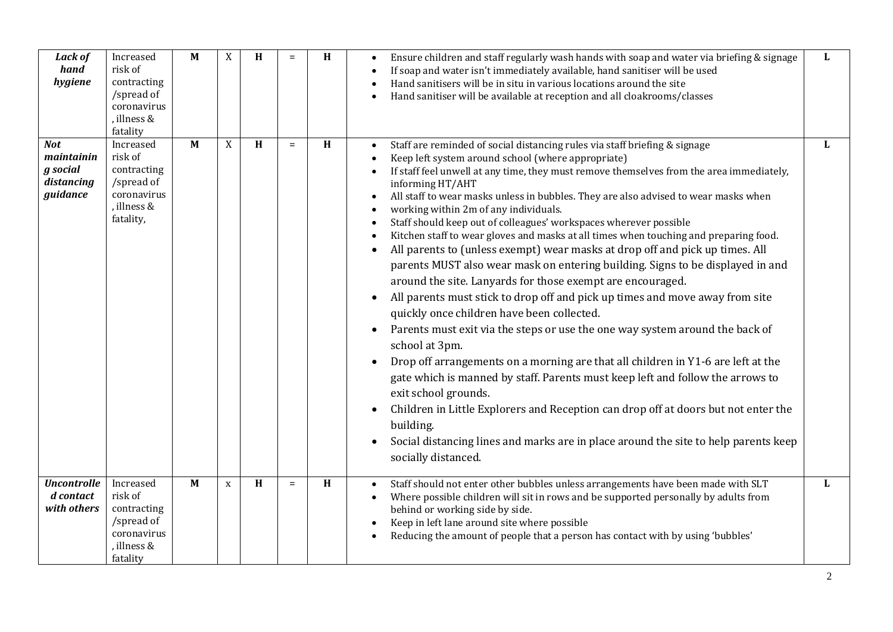| *Lack of hand hygiene* | Increased risk of contracting /spread of coronavirus , illness & fatality | M | X | H | = | H | • Ensure children and staff regularly wash hands with soap and water via briefing & signage<br>• If soap and water isn't immediately available, hand sanitiser will be used<br>• Hand sanitisers will be in situ in various locations around the site<br>• Hand sanitiser will be available at reception and all cloakrooms/classes | L |
|---|---|---|---|---|---|---|---|---|
| ***Not maintaining social distancing guidance*** | Increased risk of contracting /spread of coronavirus , illness & fatality, | M | X | H | = | H | • Staff are reminded of social distancing rules via staff briefing & signage<br>• Keep left system around school (where appropriate)<br>• If staff feel unwell at any time, they must remove themselves from the area immediately, informing HT/AHT<br>• All staff to wear masks unless in bubbles. They are also advised to wear masks when<br>• working within 2m of any individuals.<br>• Staff should keep out of colleagues' workspaces wherever possible<br>• Kitchen staff to wear gloves and masks at all times when touching and preparing food.<br>• All parents to (unless exempt) wear masks at drop off and pick up times. All parents MUST also wear mask on entering building. Signs to be displayed in and around the site. Lanyards for those exempt are encouraged.<br>• All parents must stick to drop off and pick up times and move away from site quickly once children have been collected.<br>• Parents must exit via the steps or use the one way system around the back of school at 3pm.<br>• Drop off arrangements on a morning are that all children in Y1-6 are left at the gate which is manned by staff. Parents must keep left and follow the arrows to exit school grounds.<br>• Children in Little Explorers and Reception can drop off at doors but not enter the building.<br>• Social distancing lines and marks are in place around the site to help parents keep socially distanced. | L |
| ***Uncontrolled contact with others*** | Increased risk of contracting /spread of coronavirus , illness & fatality | M | x | H | = | H | • Staff should not enter other bubbles unless arrangements have been made with SLT<br>• Where possible children will sit in rows and be supported personally by adults from behind or working side by side.<br>• Keep in left lane around site where possible<br>• Reducing the amount of people that a person has contact with by using 'bubbles' | L |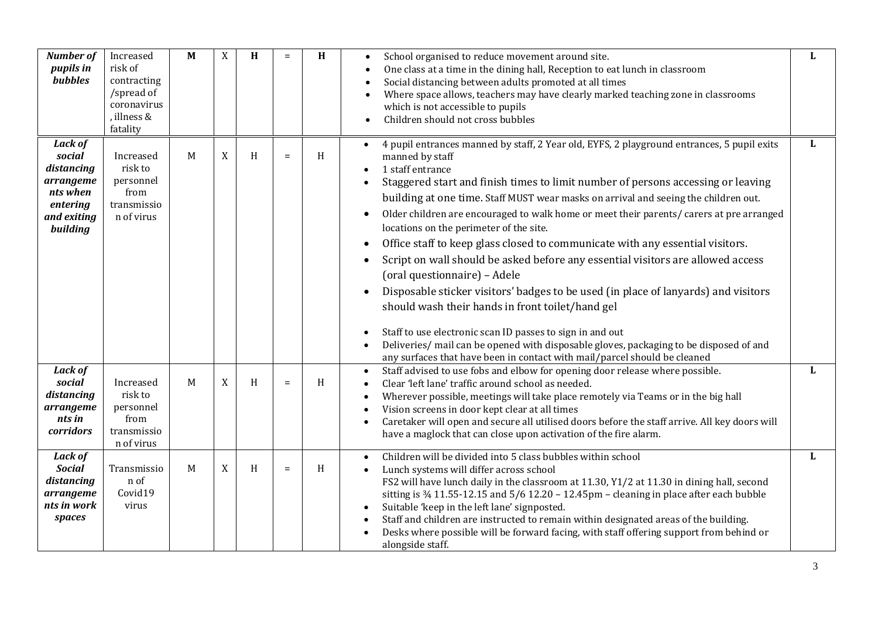| *Number of pupils in bubbles* | Increased risk of contracting /spread of coronavirus , illness & fatality | **M** | X | **H** | = | **H** | • School organised to reduce movement around site.<br>• One class at a time in the dining hall, Reception to eat lunch in classroom<br>• Social distancing between adults promoted at all times<br>• Where space allows, teachers may have clearly marked teaching zone in classrooms which is not accessible to pupils<br>• Children should not cross bubbles | **L** |
|---|---|---|---|---|---|---|---|---|
| ***Lack of social distancing arrangements when entering and exiting building*** | Increased risk to personnel from transmission of virus | M | X | H | = | H | • 4 pupil entrances manned by staff, 2 Year old, EYFS, 2 playground entrances, 5 pupil exits manned by staff<br>• 1 staff entrance<br>• Staggered start and finish times to limit number of persons accessing or leaving building at one time. Staff MUST wear masks on arrival and seeing the children out.<br>• Older children are encouraged to walk home or meet their parents/ carers at pre arranged locations on the perimeter of the site.<br>• Office staff to keep glass closed to communicate with any essential visitors.<br>• Script on wall should be asked before any essential visitors are allowed access (oral questionnaire) – Adele<br>• Disposable sticker visitors' badges to be used (in place of lanyards) and visitors should wash their hands in front toilet/hand gel<br>• Staff to use electronic scan ID passes to sign in and out<br>• Deliveries/ mail can be opened with disposable gloves, packaging to be disposed of and any surfaces that have been in contact with mail/parcel should be cleaned | **L** |
| ***Lack of social distancing arrangements in corridors*** | Increased risk to personnel from transmission of virus | M | X | H | = | H | • Staff advised to use fobs and elbow for opening door release where possible.<br>• Clear 'left lane' traffic around school as needed.<br>• Wherever possible, meetings will take place remotely via Teams or in the big hall<br>• Vision screens in door kept clear at all times<br>• Caretaker will open and secure all utilised doors before the staff arrive. All key doors will have a maglock that can close upon activation of the fire alarm. | **L** |
| ***Lack of Social distancing arrangements in work spaces*** | Transmission of Covid19 virus | M | X | H | = | H | • Children will be divided into 5 class bubbles within school<br>• Lunch systems will differ across school<br>FS2 will have lunch daily in the classroom at 11.30, Y1/2 at 11.30 in dining hall, second sitting is ¾ 11.55-12.15 and 5/6 12.20 – 12.45pm – cleaning in place after each bubble<br>• Suitable 'keep in the left lane' signposted.<br>• Staff and children are instructed to remain within designated areas of the building.<br>• Desks where possible will be forward facing, with staff offering support from behind or alongside staff. | **L** |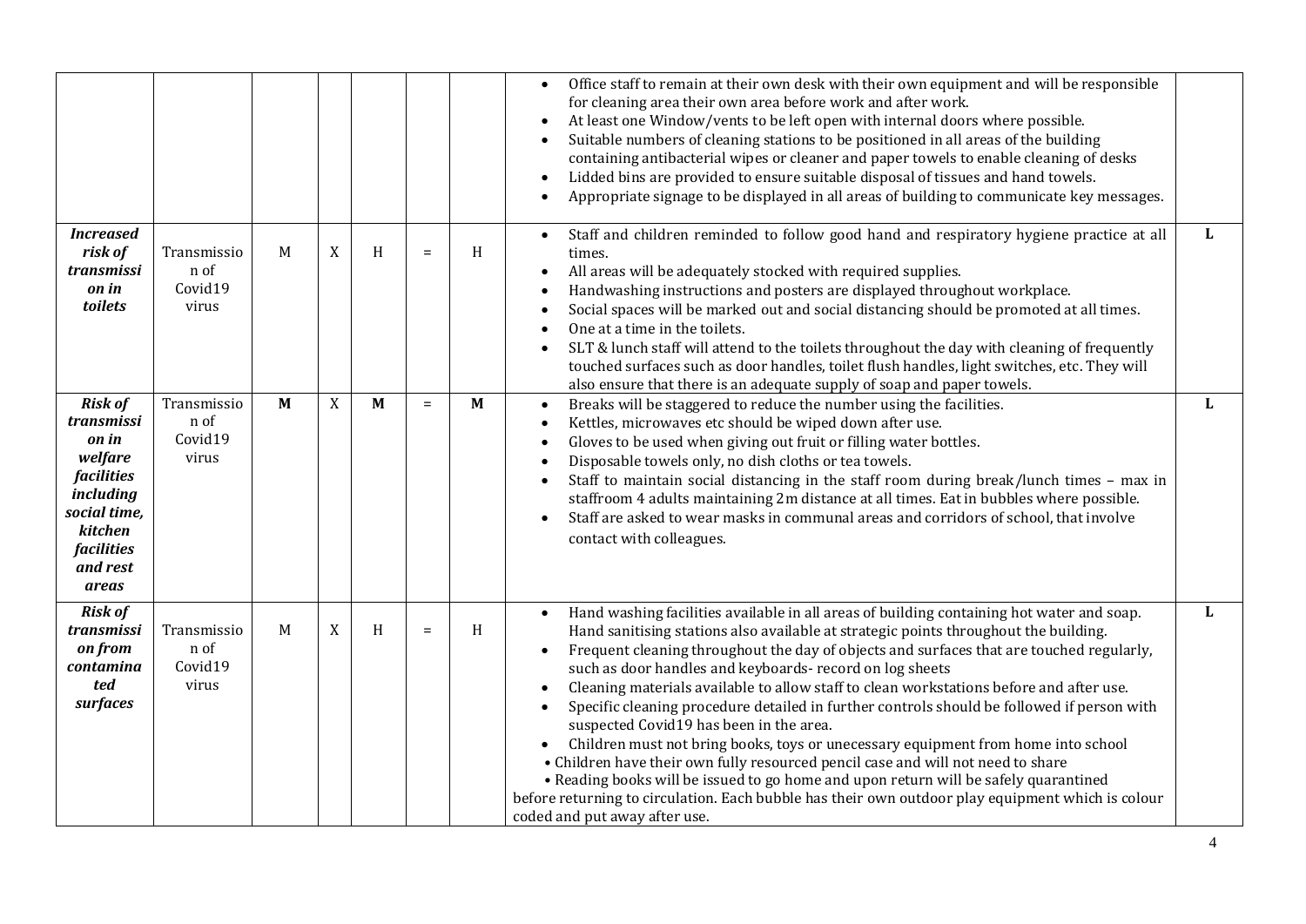| | | | | | | | | |
|---|---|---|---|---|---|---|---|---|
| | | | | | | | • Office staff to remain at their own desk with their own equipment and will be responsible for cleaning area their own area before work and after work.<br>• At least one Window/vents to be left open with internal doors where possible.<br>• Suitable numbers of cleaning stations to be positioned in all areas of the building containing antibacterial wipes or cleaner and paper towels to enable cleaning of desks<br>• Lidded bins are provided to ensure suitable disposal of tissues and hand towels.<br>• Appropriate signage to be displayed in all areas of building to communicate key messages. | |
| ***Increased risk of transmission in toilets*** | Transmission of Covid19 virus | M | X | H | = | H | • Staff and children reminded to follow good hand and respiratory hygiene practice at all times.<br>• All areas will be adequately stocked with required supplies.<br>• Handwashing instructions and posters are displayed throughout workplace.<br>• Social spaces will be marked out and social distancing should be promoted at all times.<br>• One at a time in the toilets.<br>• SLT & lunch staff will attend to the toilets throughout the day with cleaning of frequently touched surfaces such as door handles, toilet flush handles, light switches, etc. They will also ensure that there is an adequate supply of soap and paper towels. | L |
| ***Risk of transmission in welfare facilities including social time, kitchen facilities and rest areas*** | Transmission of Covid19 virus | **M** | X | **M** | = | **M** | • Breaks will be staggered to reduce the number using the facilities.<br>• Kettles, microwaves etc should be wiped down after use.<br>• Gloves to be used when giving out fruit or filling water bottles.<br>• Disposable towels only, no dish cloths or tea towels.<br>• Staff to maintain social distancing in the staff room during break/lunch times – max in staffroom 4 adults maintaining 2m distance at all times. Eat in bubbles where possible.<br>• Staff are asked to wear masks in communal areas and corridors of school, that involve contact with colleagues. | L |
| ***Risk of transmission from contaminated surfaces*** | Transmission of Covid19 virus | M | X | H | = | H | • Hand washing facilities available in all areas of building containing hot water and soap. Hand sanitising stations also available at strategic points throughout the building.<br>• Frequent cleaning throughout the day of objects and surfaces that are touched regularly, such as door handles and keyboards- record on log sheets<br>• Cleaning materials available to allow staff to clean workstations before and after use.<br>• Specific cleaning procedure detailed in further controls should be followed if person with suspected Covid19 has been in the area.<br>• Children must not bring books, toys or unecessary equipment from home into school<br>• Children have their own fully resourced pencil case and will not need to share<br>• Reading books will be issued to go home and upon return will be safely quarantined before returning to circulation. Each bubble has their own outdoor play equipment which is colour coded and put away after use. | L |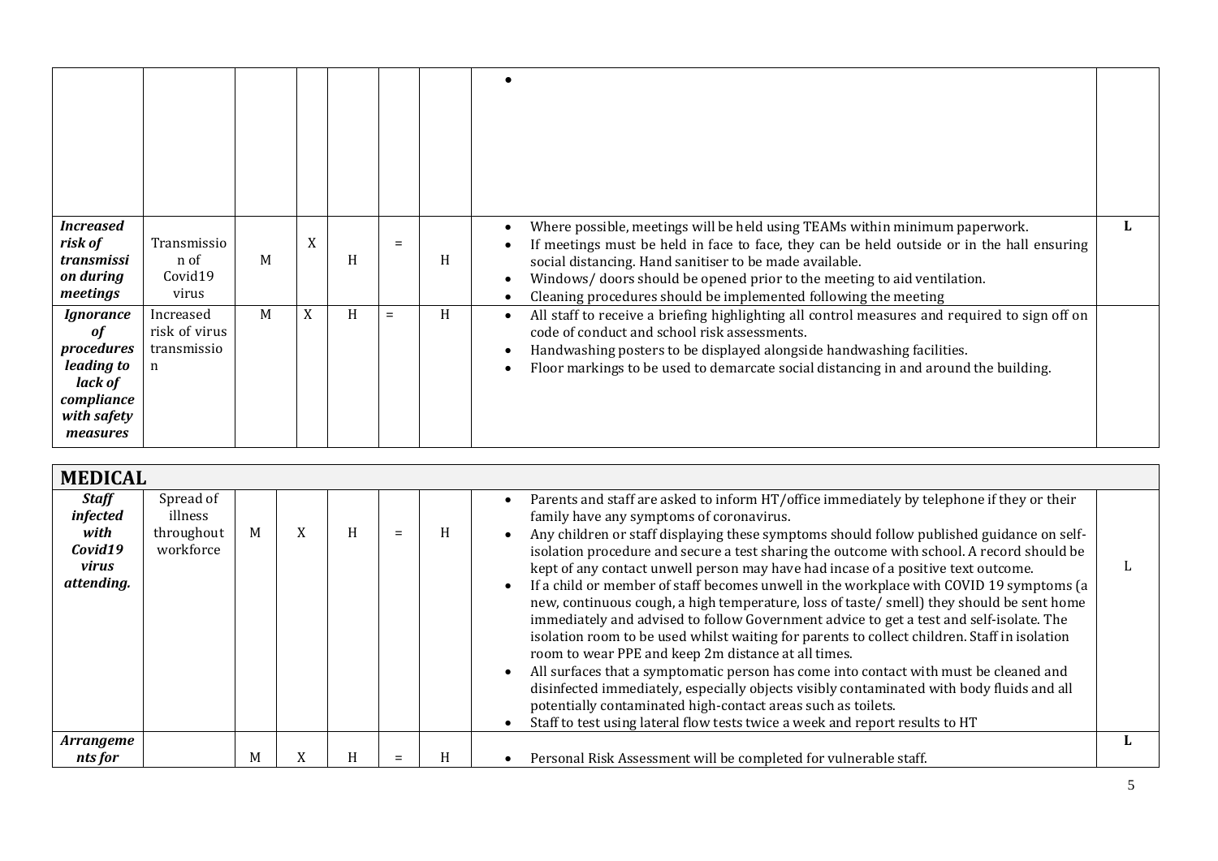| | | | | | | | | |
|---|---|---|---|---|---|---|---|---|
| | | | | | | | • | |
| ***Increased risk of transmission during meetings*** | Transmission of Covid19 virus | M | X | H | = | H | • Where possible, meetings will be held using TEAMs within minimum paperwork.<br>• If meetings must be held in face to face, they can be held outside or in the hall ensuring social distancing. Hand sanitiser to be made available.<br>• Windows/ doors should be opened prior to the meeting to aid ventilation.<br>• Cleaning procedures should be implemented following the meeting | **L** |
| ***Ignorance of procedures leading to lack of compliance with safety measures*** | Increased risk of virus transmission | M | X | H | = | H | • All staff to receive a briefing highlighting all control measures and required to sign off on code of conduct and school risk assessments.<br>• Handwashing posters to be displayed alongside handwashing facilities.<br>• Floor markings to be used to demarcate social distancing in and around the building. | |

| **MEDICAL** | | | | | | | | |
|---|---|---|---|---|---|---|---|---|
| ***Staff infected with Covid19 virus attending.*** | Spread of illness throughout workforce | M | X | H | = | H | • Parents and staff are asked to inform HT/office immediately by telephone if they or their family have any symptoms of coronavirus.<br>• Any children or staff displaying these symptoms should follow published guidance on self-isolation procedure and secure a test sharing the outcome with school. A record should be kept of any contact unwell person may have had incase of a positive text outcome.<br>• If a child or member of staff becomes unwell in the workplace with COVID 19 symptoms (a new, continuous cough, a high temperature, loss of taste/ smell) they should be sent home immediately and advised to follow Government advice to get a test and self-isolate. The isolation room to be used whilst waiting for parents to collect children. Staff in isolation room to wear PPE and keep 2m distance at all times.<br>• All surfaces that a symptomatic person has come into contact with must be cleaned and disinfected immediately, especially objects visibly contaminated with body fluids and all potentially contaminated high-contact areas such as toilets.<br>• Staff to test using lateral flow tests twice a week and report results to HT | L |
| ***Arrangements for*** | | M | X | H | = | H | • Personal Risk Assessment will be completed for vulnerable staff. | **L** |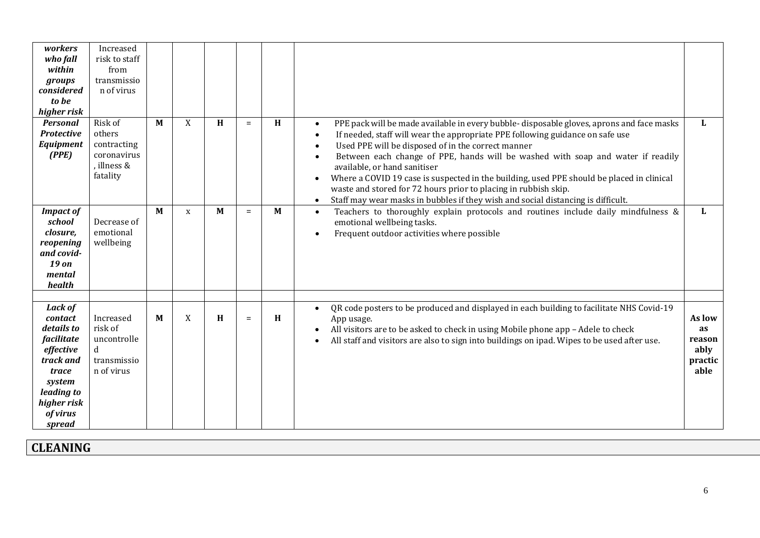| | | | | | | | | |
|---|---|---|---|---|---|---|---|---|
| ***workers who fall within groups considered to be higher risk*** | Increased risk to staff from transmission of virus | | | | | | | |
| ***Personal Protective Equipment (PPE)*** | Risk of others contracting coronavirus, illness & fatality | **M** | X | **H** | = | **H** | • PPE pack will be made available in every bubble- disposable gloves, aprons and face masks<br>• If needed, staff will wear the appropriate PPE following guidance on safe use<br>• Used PPE will be disposed of in the correct manner<br>• Between each change of PPE, hands will be washed with soap and water if readily available, or hand sanitiser<br>• Where a COVID 19 case is suspected in the building, used PPE should be placed in clinical waste and stored for 72 hours prior to placing in rubbish skip.<br>• Staff may wear masks in bubbles if they wish and social distancing is difficult. | **L** |
| ***Impact of school closure, reopening and covid-19 on mental health*** | Decrease of emotional wellbeing | **M** | x | **M** | = | **M** | • Teachers to thoroughly explain protocols and routines include daily mindfulness & emotional wellbeing tasks.<br>• Frequent outdoor activities where possible | **L** |
| | | | | | | | | |
| ***Lack of contact details to facilitate effective track and trace system leading to higher risk of virus spread*** | Increased risk of uncontrolled transmission of virus | **M** | X | **H** | = | **H** | • QR code posters to be produced and displayed in each building to facilitate NHS Covid-19 App usage.<br>• All visitors are to be asked to check in using Mobile phone app – Adele to check<br>• All staff and visitors are also to sign into buildings on ipad. Wipes to be used after use. | **As low as reasonably practicable** |

## CLEANING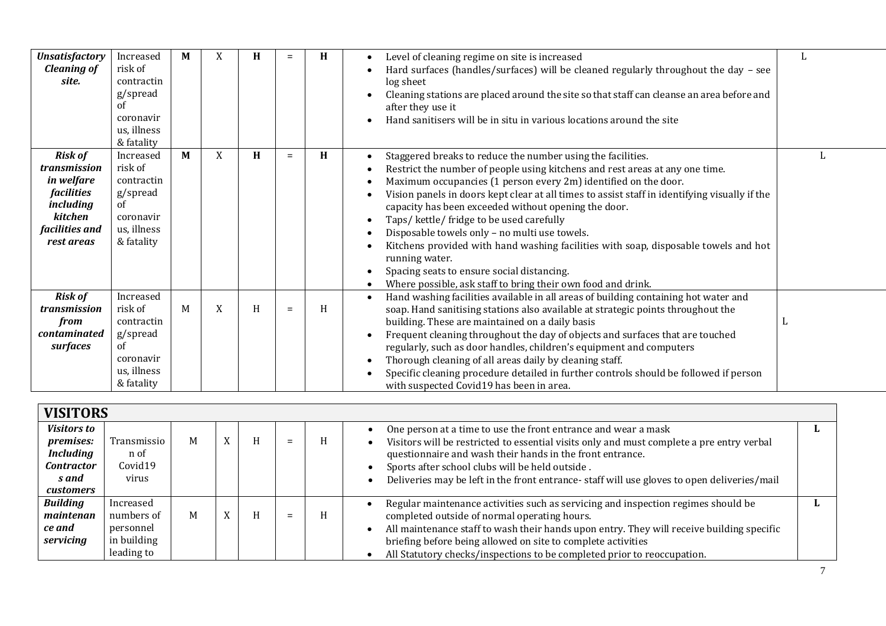| | | | | | | | | |
|---|---|---|---|---|---|---|---|---|
| ***Unsatisfactory Cleaning of site.*** | Increased risk of contracting/spread of coronavirus, illness & fatality | **M** | X | **H** | = | **H** | • Level of cleaning regime on site is increased<br>• Hard surfaces (handles/surfaces) will be cleaned regularly throughout the day – see log sheet<br>• Cleaning stations are placed around the site so that staff can cleanse an area before and after they use it<br>• Hand sanitisers will be in situ in various locations around the site | L |
| ***Risk of transmission in welfare facilities including kitchen facilities and rest areas*** | Increased risk of contracting/spread of coronavirus, illness & fatality | **M** | X | **H** | = | **H** | • Staggered breaks to reduce the number using the facilities.<br>• Restrict the number of people using kitchens and rest areas at any one time.<br>• Maximum occupancies (1 person every 2m) identified on the door.<br>• Vision panels in doors kept clear at all times to assist staff in identifying visually if the capacity has been exceeded without opening the door.<br>• Taps/ kettle/ fridge to be used carefully<br>• Disposable towels only – no multi use towels.<br>• Kitchens provided with hand washing facilities with soap, disposable towels and hot running water.<br>• Spacing seats to ensure social distancing.<br>• Where possible, ask staff to bring their own food and drink. | L |
| ***Risk of transmission from contaminated surfaces*** | Increased risk of contracting/spread of coronavirus, illness & fatality | M | X | H | = | H | • Hand washing facilities available in all areas of building containing hot water and soap. Hand sanitising stations also available at strategic points throughout the building. These are maintained on a daily basis<br>• Frequent cleaning throughout the day of objects and surfaces that are touched regularly, such as door handles, children's equipment and computers<br>• Thorough cleaning of all areas daily by cleaning staff.<br>• Specific cleaning procedure detailed in further controls should be followed if person with suspected Covid19 has been in area. | L |

## VISITORS

| | | | | | | | | |
|---|---|---|---|---|---|---|---|---|
| ***Visitors to premises: Including Contractors and customers*** | Transmission of Covid19 virus | M | X | H | = | H | • One person at a time to use the front entrance and wear a mask<br>• Visitors will be restricted to essential visits only and must complete a pre entry verbal questionnaire and wash their hands in the front entrance.<br>• Sports after school clubs will be held outside .<br>• Deliveries may be left in the front entrance- staff will use gloves to open deliveries/mail | **L** |
| ***Building maintenance and servicing*** | Increased numbers of personnel in building leading to | M | X | H | = | H | • Regular maintenance activities such as servicing and inspection regimes should be completed outside of normal operating hours.<br>• All maintenance staff to wash their hands upon entry. They will receive building specific briefing before being allowed on site to complete activities<br>• All Statutory checks/inspections to be completed prior to reoccupation. | **L** |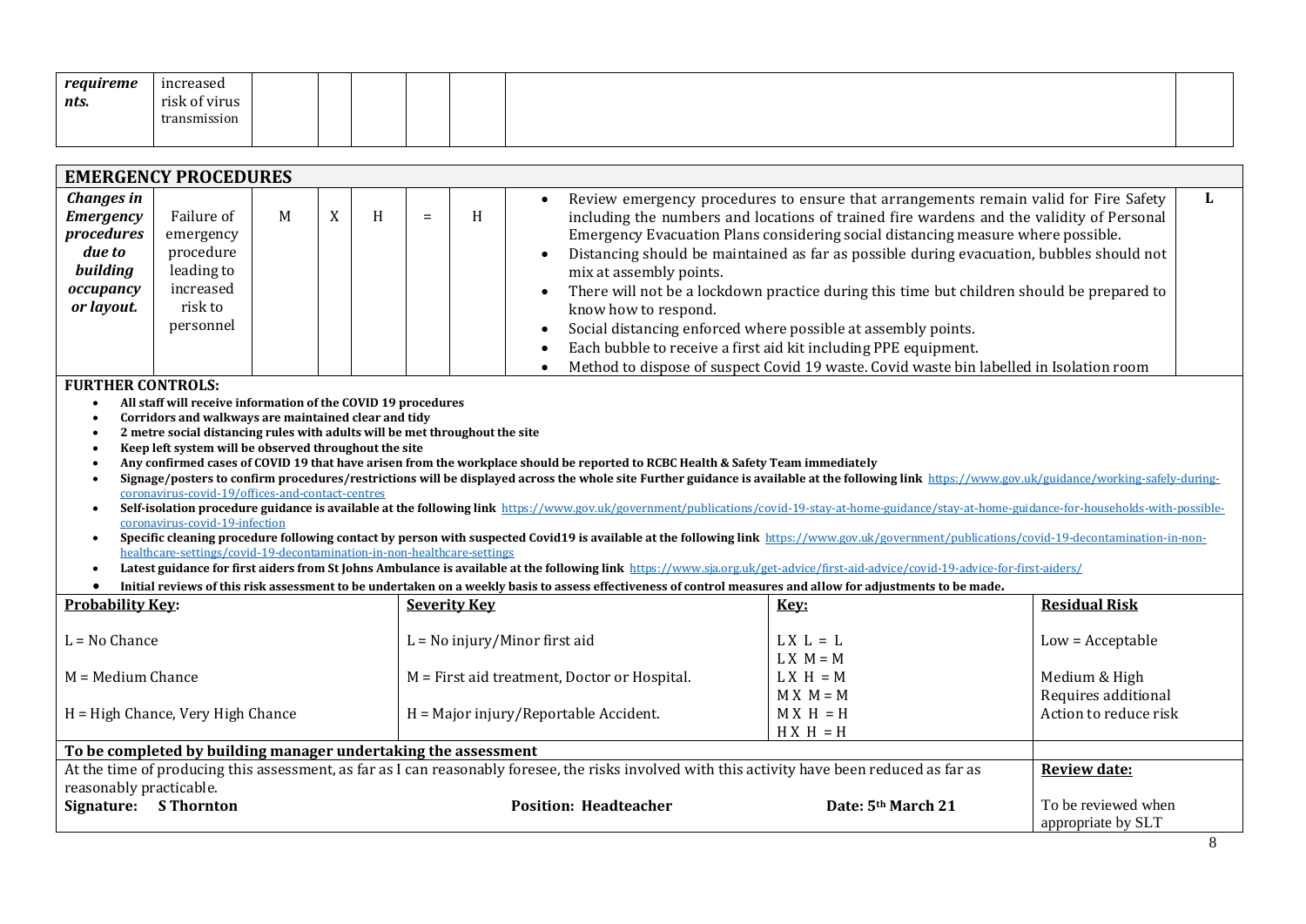| *requirements.* | increased risk of virus transmission | | | | | | | |
|---|---|---|---|---|---|---|---|---|

## EMERGENCY PROCEDURES

| | | | | | | | | |
|---|---|---|---|---|---|---|---|---|
| ***Changes in Emergency procedures due to building occupancy or layout.*** | Failure of emergency procedure leading to increased risk to personnel | M | X | H | = | H | • Review emergency procedures to ensure that arrangements remain valid for Fire Safety including the numbers and locations of trained fire wardens and the validity of Personal Emergency Evacuation Plans considering social distancing measure where possible.<br>• Distancing should be maintained as far as possible during evacuation, bubbles should not mix at assembly points.<br>• There will not be a lockdown practice during this time but children should be prepared to know how to respond.<br>• Social distancing enforced where possible at assembly points.<br>• Each bubble to receive a first aid kit including PPE equipment.<br>• Method to dispose of suspect Covid 19 waste. Covid waste bin labelled in Isolation room | L |

**FURTHER CONTROLS:**

- **All staff will receive information of the COVID 19 procedures**
- **Corridors and walkways are maintained clear and tidy**
- **2 metre social distancing rules with adults will be met throughout the site**
- **Keep left system will be observed throughout the site**
- **Any confirmed cases of COVID 19 that have arisen from the workplace should be reported to RCBC Health & Safety Team immediately**
- **Signage/posters to confirm procedures/restrictions will be displayed across the whole site Further guidance is available at the following link** https://www.gov.uk/guidance/working-safely-during-coronavirus-covid-19/offices-and-contact-centres
- **Self-isolation procedure guidance is available at the following link** https://www.gov.uk/government/publications/covid-19-stay-at-home-guidance/stay-at-home-guidance-for-households-with-possible-coronavirus-covid-19-infection
- **Specific cleaning procedure following contact by person with suspected Covid19 is available at the following link** https://www.gov.uk/government/publications/covid-19-decontamination-in-non-healthcare-settings/covid-19-decontamination-in-non-healthcare-settings
- **Latest guidance for first aiders from St Johns Ambulance is available at the following link** https://www.sja.org.uk/get-advice/first-aid-advice/covid-19-advice-for-first-aiders/
- **Initial reviews of this risk assessment to be undertaken on a weekly basis to assess effectiveness of control measures and allow for adjustments to be made.**

| **Probability Key:** | **Severity Key** | **Key:** | **Residual Risk** |
|---|---|---|---|
| L = No Chance | L = No injury/Minor first aid | L X L = L<br>L X M = M | Low = Acceptable |
| M = Medium Chance | M = First aid treatment, Doctor or Hospital. | L X H = M<br>M X M = M | Medium & High Requires additional Action to reduce risk |
| H = High Chance, Very High Chance | H = Major injury/Reportable Accident. | M X H = H<br>H X H = H | |

| **To be completed by building manager undertaking the assessment** | | | |
|---|---|---|---|
| At the time of producing this assessment, as far as I can reasonably foresee, the risks involved with this activity have been reduced as far as reasonably practicable. | | | **Review date:** |
| **Signature: S Thornton** | **Position: Headteacher** | **Date: 5th March 21** | To be reviewed when appropriate by SLT |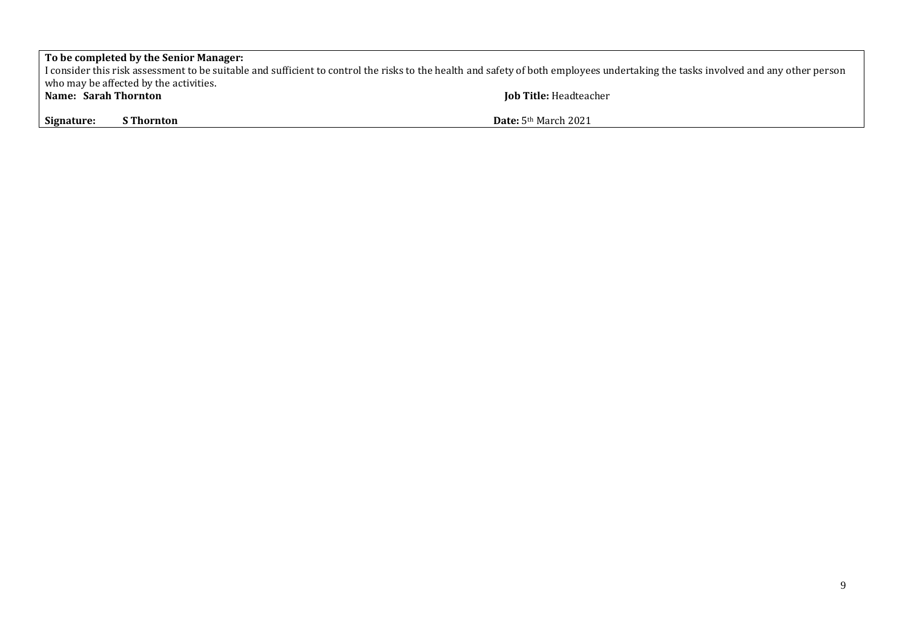**To be completed by the Senior Manager:**
I consider this risk assessment to be suitable and sufficient to control the risks to the health and safety of both employees undertaking the tasks involved and any other person who may be affected by the activities.

**Name: Sarah Thornton** **Job Title:** Headteacher

**Signature: S Thornton** **Date:** 5th March 2021